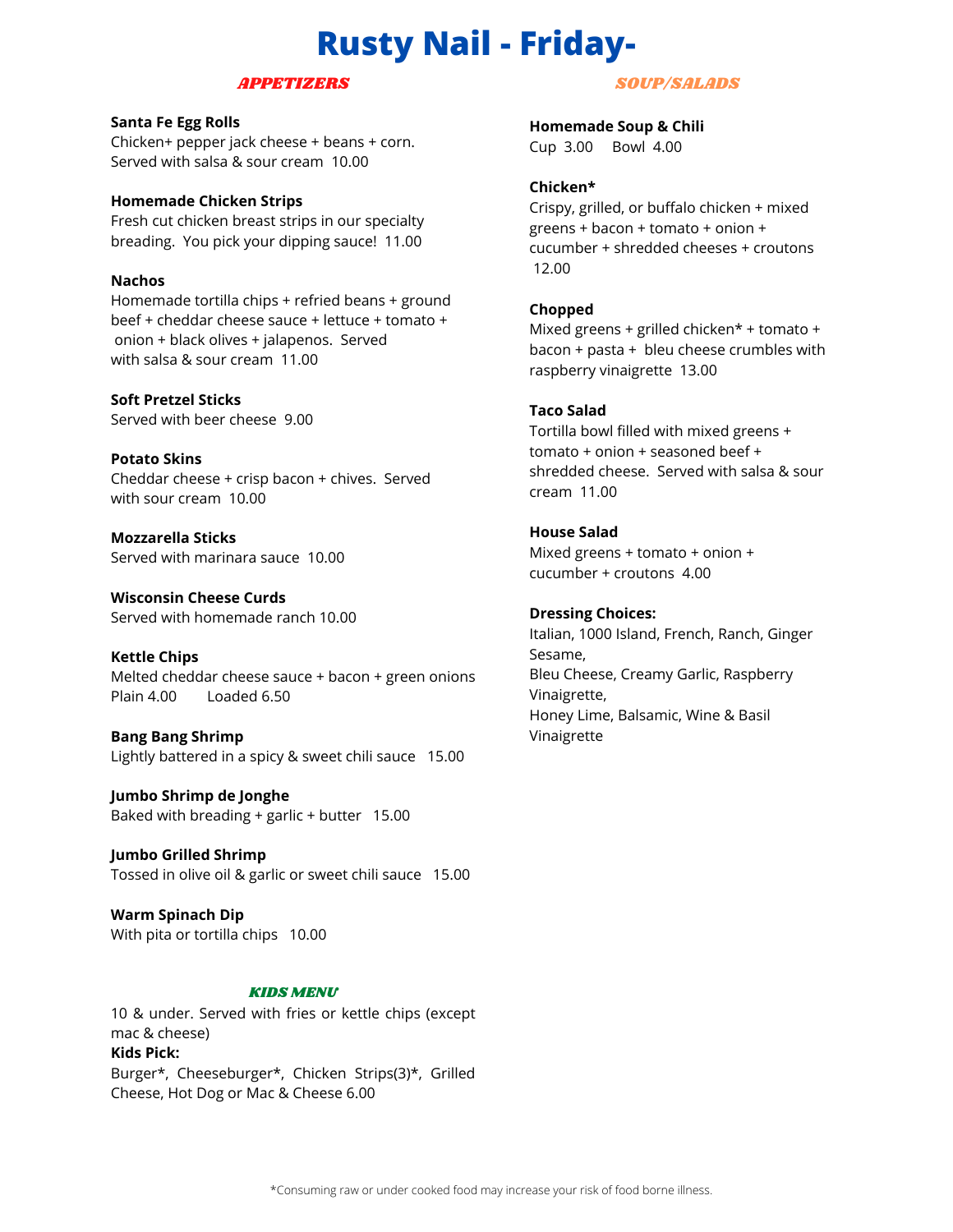# Rusty Nail - Friday-

## APPETIZERS

**Santa Fe Egg Rolls**
Chicken+ pepper jack cheese + beans + corn. Served with salsa & sour cream 10.00

**Homemade Chicken Strips**
Fresh cut chicken breast strips in our specialty breading. You pick your dipping sauce! 11.00

**Nachos**
Homemade tortilla chips + refried beans + ground beef + cheddar cheese sauce + lettuce + tomato + onion + black olives + jalapenos. Served with salsa & sour cream 11.00

**Soft Pretzel Sticks**
Served with beer cheese 9.00

**Potato Skins**
Cheddar cheese + crisp bacon + chives. Served with sour cream 10.00

**Mozzarella Sticks**
Served with marinara sauce 10.00

**Wisconsin Cheese Curds**
Served with homemade ranch 10.00

**Kettle Chips**
Melted cheddar cheese sauce + bacon + green onions
Plain 4.00 Loaded 6.50

**Bang Bang Shrimp**
Lightly battered in a spicy & sweet chili sauce 15.00

**Jumbo Shrimp de Jonghe**
Baked with breading + garlic + butter 15.00

**Jumbo Grilled Shrimp**
Tossed in olive oil & garlic or sweet chili sauce 15.00

**Warm Spinach Dip**
With pita or tortilla chips 10.00

## KIDS MENU

10 & under. Served with fries or kettle chips (except mac & cheese)
**Kids Pick:**
Burger*, Cheeseburger*, Chicken Strips(3)*, Grilled Cheese, Hot Dog or Mac & Cheese 6.00

## SOUP/SALADS

**Homemade Soup & Chili**
Cup 3.00 Bowl 4.00

**Chicken***
Crispy, grilled, or buffalo chicken + mixed greens + bacon + tomato + onion + cucumber + shredded cheeses + croutons 12.00

**Chopped**
Mixed greens + grilled chicken* + tomato + bacon + pasta + bleu cheese crumbles with raspberry vinaigrette 13.00

**Taco Salad**
Tortilla bowl filled with mixed greens + tomato + onion + seasoned beef + shredded cheese. Served with salsa & sour cream 11.00

**House Salad**
Mixed greens + tomato + onion + cucumber + croutons 4.00

**Dressing Choices:**
Italian, 1000 Island, French, Ranch, Ginger Sesame,
Bleu Cheese, Creamy Garlic, Raspberry Vinaigrette,
Honey Lime, Balsamic, Wine & Basil Vinaigrette

*Consuming raw or under cooked food may increase your risk of food borne illness.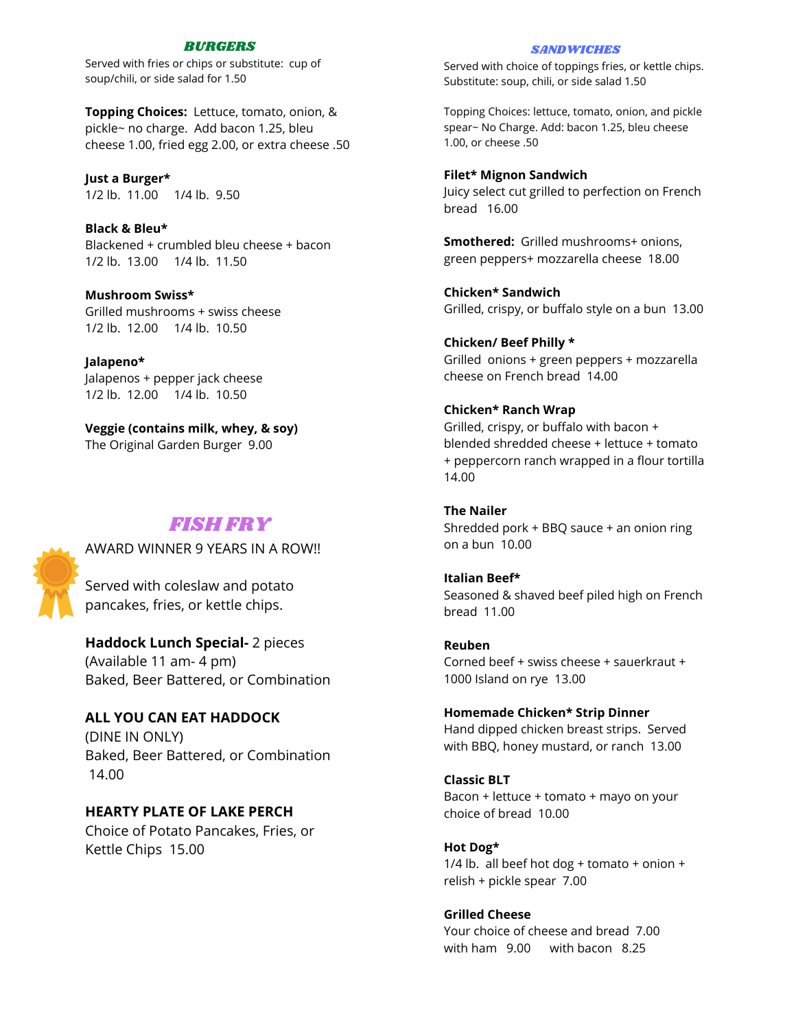## *BURGERS*

Served with fries or chips or substitute: cup of soup/chili, or side salad for 1.50

**Topping Choices:** Lettuce, tomato, onion, & pickle~ no charge. Add bacon 1.25, bleu cheese 1.00, fried egg 2.00, or extra cheese .50

**Just a Burger***
1/2 lb. 11.00 1/4 lb. 9.50

**Black & Bleu***
Blackened + crumbled bleu cheese + bacon
1/2 lb. 13.00 1/4 lb. 11.50

**Mushroom Swiss***
Grilled mushrooms + swiss cheese
1/2 lb. 12.00 1/4 lb. 10.50

**Jalapeno***
Jalapenos + pepper jack cheese
1/2 lb. 12.00 1/4 lb. 10.50

**Veggie (contains milk, whey, & soy)**
The Original Garden Burger 9.00

## *FISH FRY*

AWARD WINNER 9 YEARS IN A ROW!!

Served with coleslaw and potato pancakes, fries, or kettle chips.

**Haddock Lunch Special-** 2 pieces
(Available 11 am- 4 pm)
Baked, Beer Battered, or Combination

**ALL YOU CAN EAT HADDOCK**
(DINE IN ONLY)
Baked, Beer Battered, or Combination
14.00

**HEARTY PLATE OF LAKE PERCH**
Choice of Potato Pancakes, Fries, or Kettle Chips 15.00

## *SANDWICHES*

Served with choice of toppings fries, or kettle chips. Substitute: soup, chili, or side salad 1.50

Topping Choices: lettuce, tomato, onion, and pickle spear~ No Charge. Add: bacon 1.25, bleu cheese 1.00, or cheese .50

**Filet* Mignon Sandwich**
Juicy select cut grilled to perfection on French bread 16.00

**Smothered:** Grilled mushrooms+ onions, green peppers+ mozzarella cheese 18.00

**Chicken* Sandwich**
Grilled, crispy, or buffalo style on a bun 13.00

**Chicken/ Beef Philly ***
Grilled onions + green peppers + mozzarella cheese on French bread 14.00

**Chicken* Ranch Wrap**
Grilled, crispy, or buffalo with bacon + blended shredded cheese + lettuce + tomato + peppercorn ranch wrapped in a flour tortilla 14.00

**The Nailer**
Shredded pork + BBQ sauce + an onion ring on a bun 10.00

**Italian Beef***
Seasoned & shaved beef piled high on French bread 11.00

**Reuben**
Corned beef + swiss cheese + sauerkraut + 1000 Island on rye 13.00

**Homemade Chicken* Strip Dinner**
Hand dipped chicken breast strips. Served with BBQ, honey mustard, or ranch 13.00

**Classic BLT**
Bacon + lettuce + tomato + mayo on your choice of bread 10.00

**Hot Dog***
1/4 lb. all beef hot dog + tomato + onion + relish + pickle spear 7.00

**Grilled Cheese**
Your choice of cheese and bread 7.00
with ham 9.00 with bacon 8.25